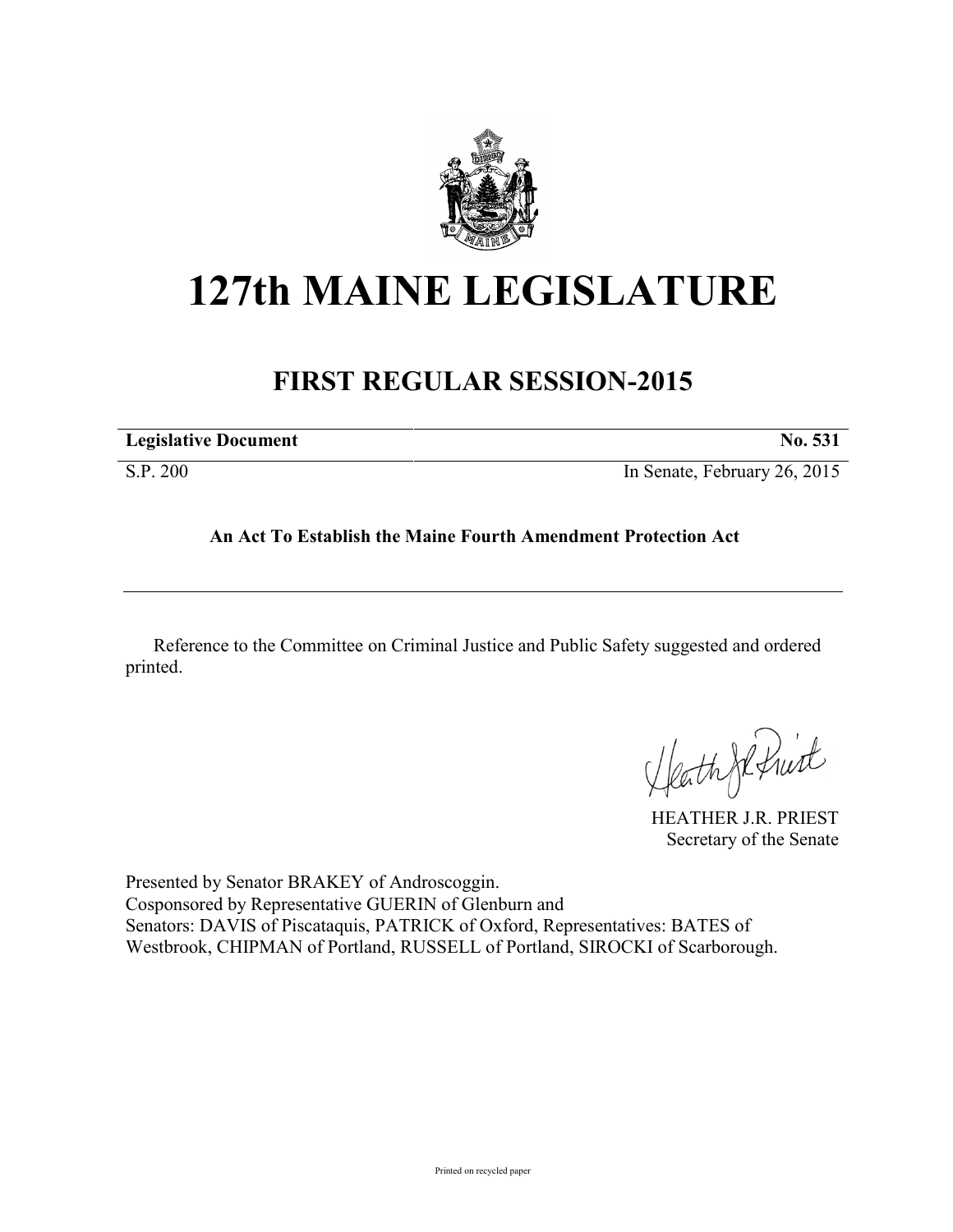# 127th MAINE LEGISLATURE

## FIRST REGULAR SESSION-2015

| **Legislative Document** | **No. 531** |
|---|---|
| S.P. 200 | In Senate, February 26, 2015 |

**An Act To Establish the Maine Fourth Amendment Protection Act**

---

Reference to the Committee on Criminal Justice and Public Safety suggested and ordered printed.

HEATHER J.R. PRIEST
Secretary of the Senate

Presented by Senator BRAKEY of Androscoggin.
Cosponsored by Representative GUERIN of Glenburn and
Senators: DAVIS of Piscataquis, PATRICK of Oxford, Representatives: BATES of Westbrook, CHIPMAN of Portland, RUSSELL of Portland, SIROCKI of Scarborough.

Printed on recycled paper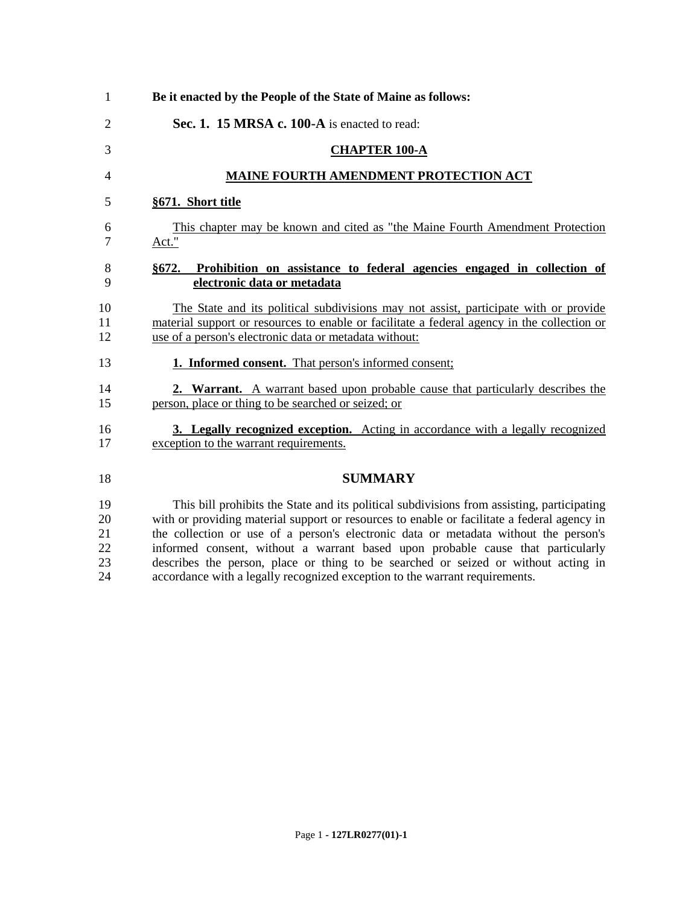**Be it enacted by the People of the State of Maine as follows:**

**Sec. 1. 15 MRSA c. 100-A** is enacted to read:

## CHAPTER 100-A

## MAINE FOURTH AMENDMENT PROTECTION ACT

### §671. Short title

This chapter may be known and cited as "the Maine Fourth Amendment Protection Act."

### §672. Prohibition on assistance to federal agencies engaged in collection of electronic data or metadata

The State and its political subdivisions may not assist, participate with or provide material support or resources to enable or facilitate a federal agency in the collection or use of a person's electronic data or metadata without:

**1. Informed consent.** That person's informed consent;

**2. Warrant.** A warrant based upon probable cause that particularly describes the person, place or thing to be searched or seized; or

**3. Legally recognized exception.** Acting in accordance with a legally recognized exception to the warrant requirements.

## SUMMARY

This bill prohibits the State and its political subdivisions from assisting, participating with or providing material support or resources to enable or facilitate a federal agency in the collection or use of a person's electronic data or metadata without the person's informed consent, without a warrant based upon probable cause that particularly describes the person, place or thing to be searched or seized or without acting in accordance with a legally recognized exception to the warrant requirements.